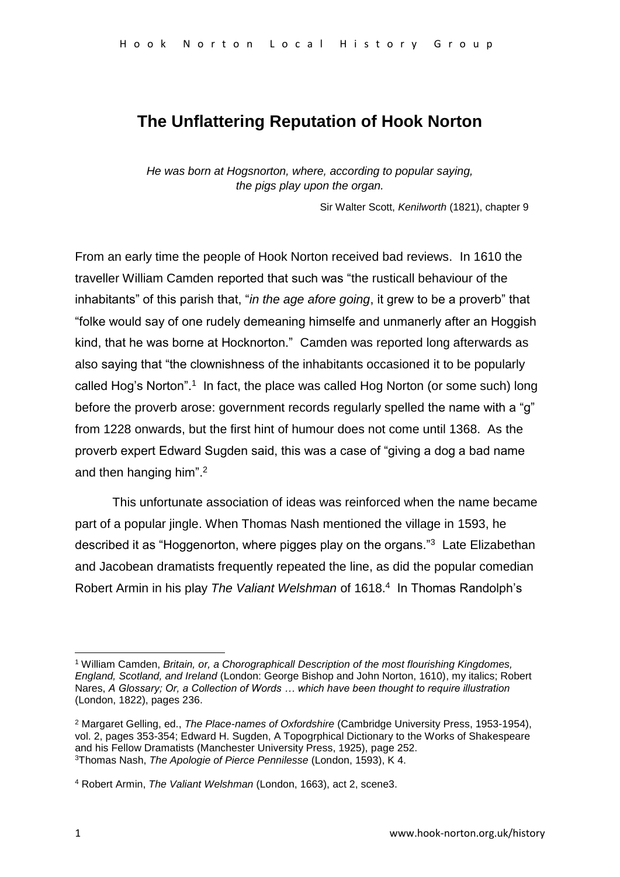# The Unflattering Reputation of Hook Norton

*He was born at Hogsnorton, where, according to popular saying, the pigs play upon the organ.*

Sir Walter Scott, *Kenilworth* (1821), chapter 9

From an early time the people of Hook Norton received bad reviews. In 1610 the traveller William Camden reported that such was "the rusticall behaviour of the inhabitants" of this parish that, "*in the age afore going*, it grew to be a proverb" that "folke would say of one rudely demeaning himselfe and unmanerly after an Hoggish kind, that he was borne at Hocknorton." Camden was reported long afterwards as also saying that "the clownishness of the inhabitants occasioned it to be popularly called Hog's Norton".[1] In fact, the place was called Hog Norton (or some such) long before the proverb arose: government records regularly spelled the name with a "g" from 1228 onwards, but the first hint of humour does not come until 1368. As the proverb expert Edward Sugden said, this was a case of "giving a dog a bad name and then hanging him".[2]

This unfortunate association of ideas was reinforced when the name became part of a popular jingle. When Thomas Nash mentioned the village in 1593, he described it as "Hoggenorton, where pigges play on the organs."[3] Late Elizabethan and Jacobean dramatists frequently repeated the line, as did the popular comedian Robert Armin in his play *The Valiant Welshman* of 1618.[4] In Thomas Randolph's

---

[1] William Camden, *Britain, or, a Chorographicall Description of the most flourishing Kingdomes, England, Scotland, and Ireland* (London: George Bishop and John Norton, 1610), my italics; Robert Nares, *A Glossary; Or, a Collection of Words … which have been thought to require illustration* (London, 1822), pages 236.

[2] Margaret Gelling, ed., *The Place-names of Oxfordshire* (Cambridge University Press, 1953-1954), vol. 2, pages 353-354; Edward H. Sugden, A Topogrphical Dictionary to the Works of Shakespeare and his Fellow Dramatists (Manchester University Press, 1925), page 252.

[3] Thomas Nash, *The Apologie of Pierce Pennilesse* (London, 1593), K 4.

[4] Robert Armin, *The Valiant Welshman* (London, 1663), act 2, scene3.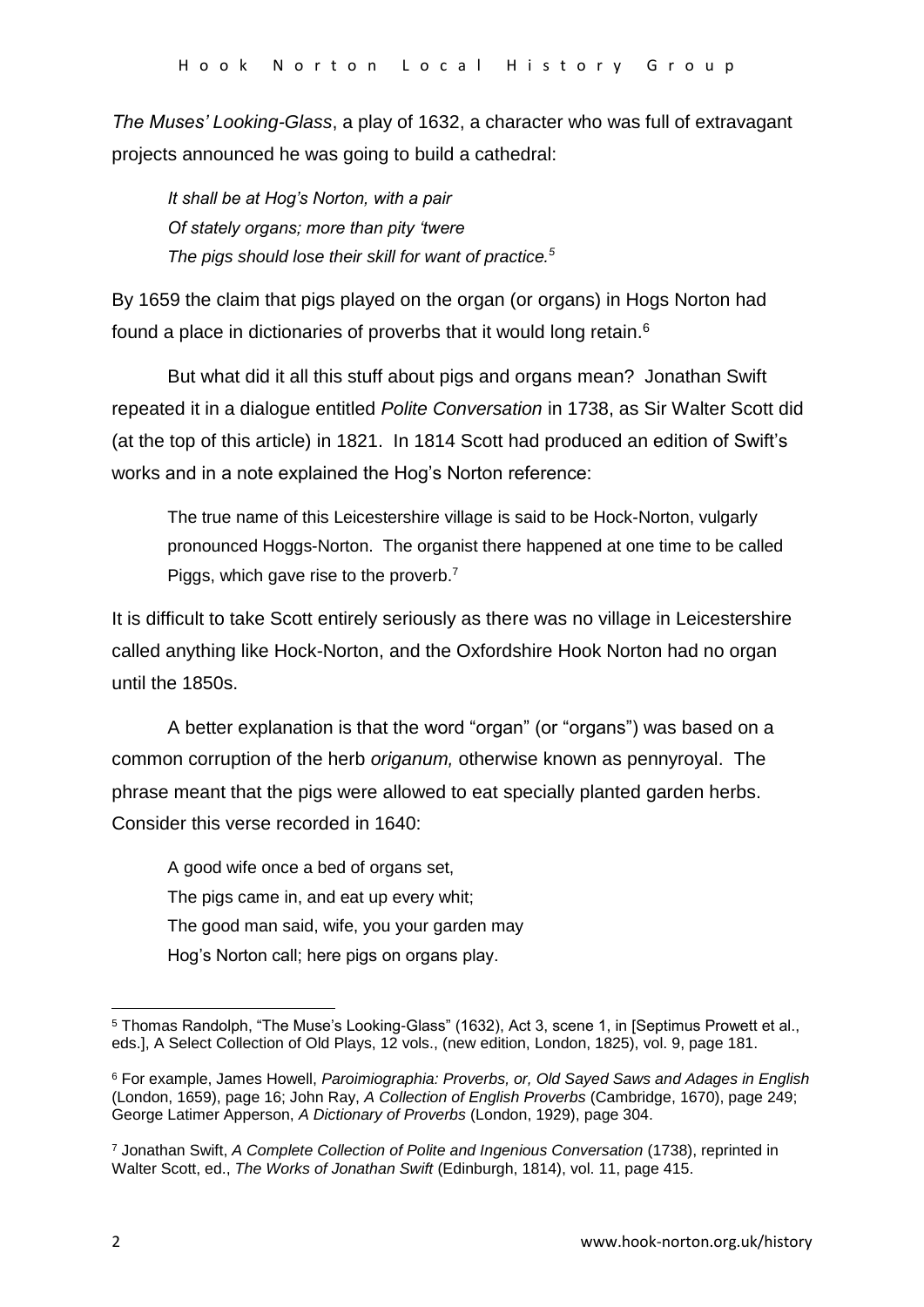*The Muses' Looking-Glass*, a play of 1632, a character who was full of extravagant projects announced he was going to build a cathedral:

> *It shall be at Hog's Norton, with a pair*
> *Of stately organs; more than pity 'twere*
> *The pigs should lose their skill for want of practice.*[5]

By 1659 the claim that pigs played on the organ (or organs) in Hogs Norton had found a place in dictionaries of proverbs that it would long retain.[6]

But what did it all this stuff about pigs and organs mean? Jonathan Swift repeated it in a dialogue entitled *Polite Conversation* in 1738, as Sir Walter Scott did (at the top of this article) in 1821. In 1814 Scott had produced an edition of Swift's works and in a note explained the Hog's Norton reference:

> The true name of this Leicestershire village is said to be Hock-Norton, vulgarly pronounced Hoggs-Norton. The organist there happened at one time to be called Piggs, which gave rise to the proverb.[7]

It is difficult to take Scott entirely seriously as there was no village in Leicestershire called anything like Hock-Norton, and the Oxfordshire Hook Norton had no organ until the 1850s.

A better explanation is that the word "organ" (or "organs") was based on a common corruption of the herb *origanum,* otherwise known as pennyroyal. The phrase meant that the pigs were allowed to eat specially planted garden herbs. Consider this verse recorded in 1640:

> A good wife once a bed of organs set,
> The pigs came in, and eat up every whit;
> The good man said, wife, you your garden may
> Hog's Norton call; here pigs on organs play.

---

[5] Thomas Randolph, "The Muse's Looking-Glass" (1632), Act 3, scene 1, in [Septimus Prowett et al., eds.], A Select Collection of Old Plays, 12 vols., (new edition, London, 1825), vol. 9, page 181.

[6] For example, James Howell, *Paroimiographia: Proverbs, or, Old Sayed Saws and Adages in English* (London, 1659), page 16; John Ray, *A Collection of English Proverbs* (Cambridge, 1670), page 249; George Latimer Apperson, *A Dictionary of Proverbs* (London, 1929), page 304.

[7] Jonathan Swift, *A Complete Collection of Polite and Ingenious Conversation* (1738), reprinted in Walter Scott, ed., *The Works of Jonathan Swift* (Edinburgh, 1814), vol. 11, page 415.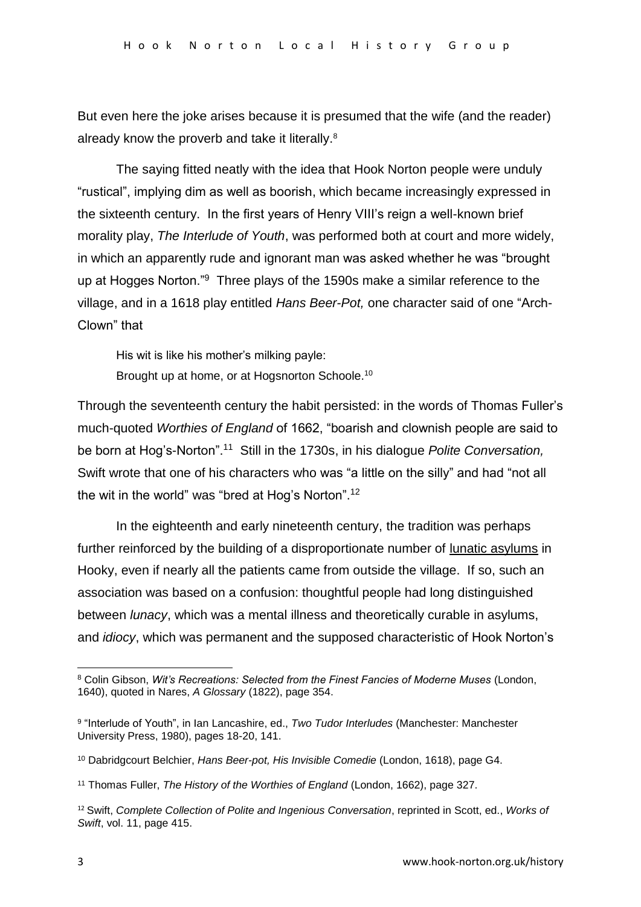But even here the joke arises because it is presumed that the wife (and the reader) already know the proverb and take it literally.[8]

The saying fitted neatly with the idea that Hook Norton people were unduly "rustical", implying dim as well as boorish, which became increasingly expressed in the sixteenth century. In the first years of Henry VIII's reign a well-known brief morality play, *The Interlude of Youth*, was performed both at court and more widely, in which an apparently rude and ignorant man was asked whether he was "brought up at Hogges Norton."[9] Three plays of the 1590s make a similar reference to the village, and in a 1618 play entitled *Hans Beer-Pot,* one character said of one "Arch-Clown" that

> His wit is like his mother's milking payle:
> Brought up at home, or at Hogsnorton Schoole.[10]

Through the seventeenth century the habit persisted: in the words of Thomas Fuller's much-quoted *Worthies of England* of 1662, "boarish and clownish people are said to be born at Hog's-Norton".[11] Still in the 1730s, in his dialogue *Polite Conversation,* Swift wrote that one of his characters who was "a little on the silly" and had "not all the wit in the world" was "bred at Hog's Norton".[12]

In the eighteenth and early nineteenth century, the tradition was perhaps further reinforced by the building of a disproportionate number of lunatic asylums in Hooky, even if nearly all the patients came from outside the village. If so, such an association was based on a confusion: thoughtful people had long distinguished between *lunacy*, which was a mental illness and theoretically curable in asylums, and *idiocy*, which was permanent and the supposed characteristic of Hook Norton's

---

[8] Colin Gibson, *Wit's Recreations: Selected from the Finest Fancies of Moderne Muses* (London, 1640), quoted in Nares, *A Glossary* (1822), page 354.

[9] "Interlude of Youth", in Ian Lancashire, ed., *Two Tudor Interludes* (Manchester: Manchester University Press, 1980), pages 18-20, 141.

[10] Dabridgcourt Belchier, *Hans Beer-pot, His Invisible Comedie* (London, 1618), page G4.

[11] Thomas Fuller, *The History of the Worthies of England* (London, 1662), page 327.

[12] Swift, *Complete Collection of Polite and Ingenious Conversation*, reprinted in Scott, ed., *Works of Swift*, vol. 11, page 415.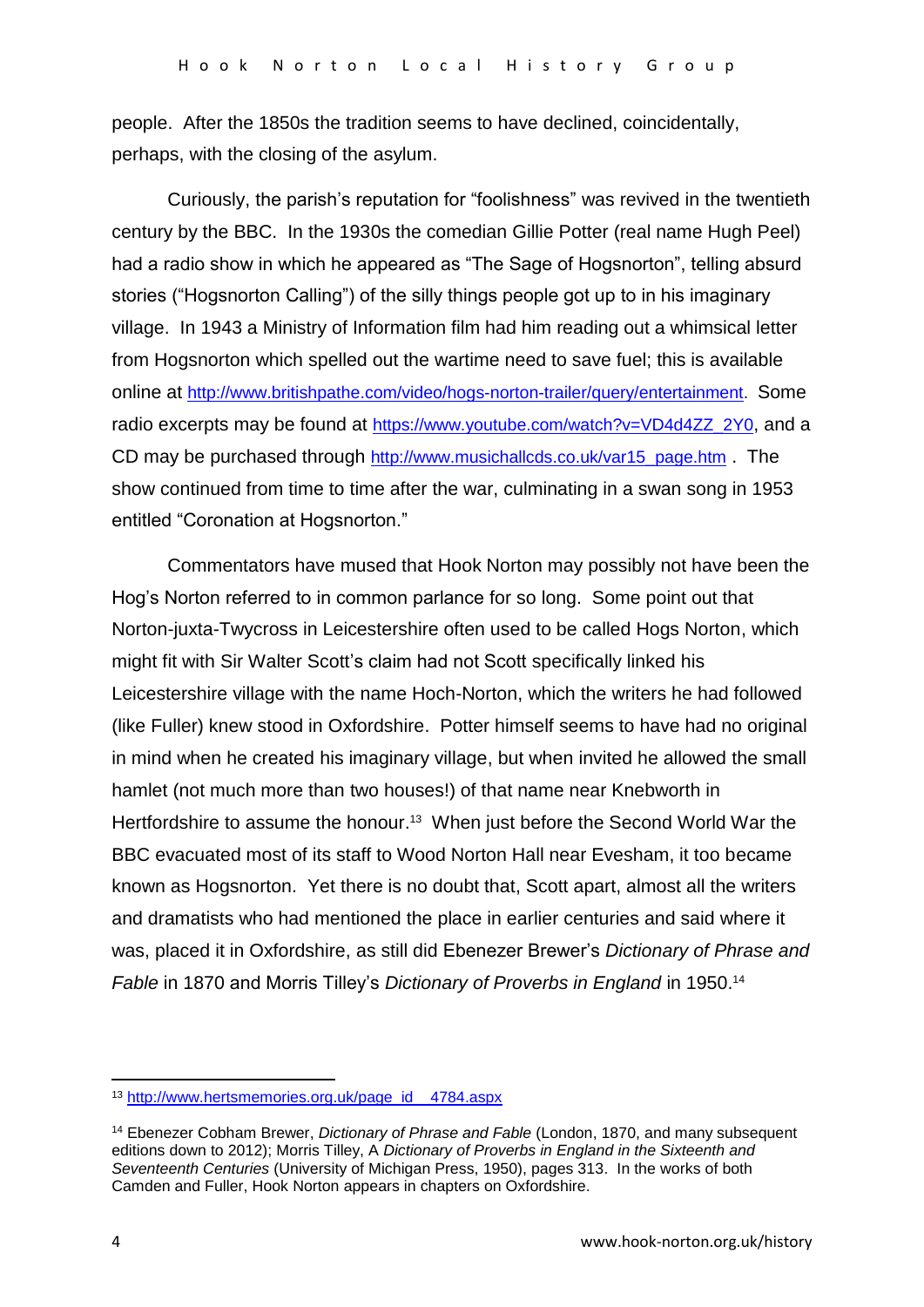people. After the 1850s the tradition seems to have declined, coincidentally, perhaps, with the closing of the asylum.

Curiously, the parish's reputation for "foolishness" was revived in the twentieth century by the BBC. In the 1930s the comedian Gillie Potter (real name Hugh Peel) had a radio show in which he appeared as "The Sage of Hogsnorton", telling absurd stories ("Hogsnorton Calling") of the silly things people got up to in his imaginary village. In 1943 a Ministry of Information film had him reading out a whimsical letter from Hogsnorton which spelled out the wartime need to save fuel; this is available online at http://www.britishpathe.com/video/hogs-norton-trailer/query/entertainment. Some radio excerpts may be found at https://www.youtube.com/watch?v=VD4d4ZZ_2Y0, and a CD may be purchased through http://www.musichallcds.co.uk/var15_page.htm . The show continued from time to time after the war, culminating in a swan song in 1953 entitled "Coronation at Hogsnorton."

Commentators have mused that Hook Norton may possibly not have been the Hog's Norton referred to in common parlance for so long. Some point out that Norton-juxta-Twycross in Leicestershire often used to be called Hogs Norton, which might fit with Sir Walter Scott's claim had not Scott specifically linked his Leicestershire village with the name Hoch-Norton, which the writers he had followed (like Fuller) knew stood in Oxfordshire. Potter himself seems to have had no original in mind when he created his imaginary village, but when invited he allowed the small hamlet (not much more than two houses!) of that name near Knebworth in Hertfordshire to assume the honour.[13] When just before the Second World War the BBC evacuated most of its staff to Wood Norton Hall near Evesham, it too became known as Hogsnorton. Yet there is no doubt that, Scott apart, almost all the writers and dramatists who had mentioned the place in earlier centuries and said where it was, placed it in Oxfordshire, as still did Ebenezer Brewer's *Dictionary of Phrase and Fable* in 1870 and Morris Tilley's *Dictionary of Proverbs in England* in 1950.[14]

---

[13] http://www.hertsmemories.org.uk/page_id__4784.aspx

[14] Ebenezer Cobham Brewer, *Dictionary of Phrase and Fable* (London, 1870, and many subsequent editions down to 2012); Morris Tilley, A *Dictionary of Proverbs in England in the Sixteenth and Seventeenth Centuries* (University of Michigan Press, 1950), pages 313. In the works of both Camden and Fuller, Hook Norton appears in chapters on Oxfordshire.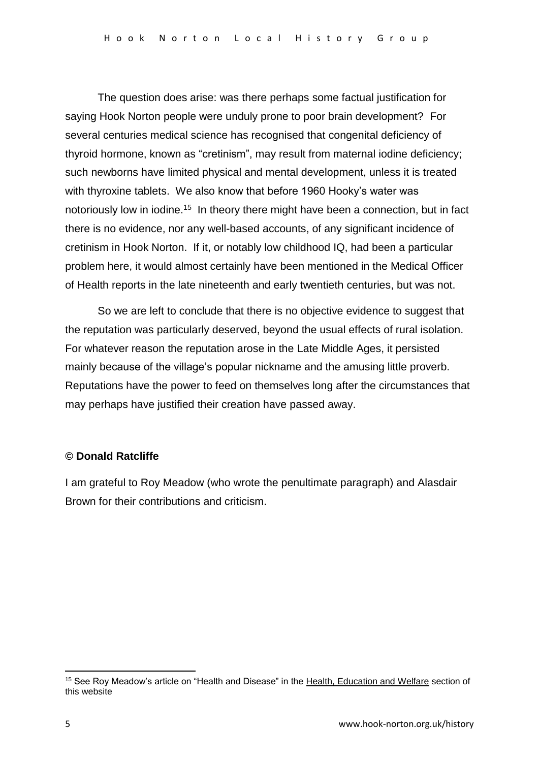The question does arise: was there perhaps some factual justification for saying Hook Norton people were unduly prone to poor brain development? For several centuries medical science has recognised that congenital deficiency of thyroid hormone, known as "cretinism", may result from maternal iodine deficiency; such newborns have limited physical and mental development, unless it is treated with thyroxine tablets. We also know that before 1960 Hooky's water was notoriously low in iodine.[15] In theory there might have been a connection, but in fact there is no evidence, nor any well-based accounts, of any significant incidence of cretinism in Hook Norton. If it, or notably low childhood IQ, had been a particular problem here, it would almost certainly have been mentioned in the Medical Officer of Health reports in the late nineteenth and early twentieth centuries, but was not.

So we are left to conclude that there is no objective evidence to suggest that the reputation was particularly deserved, beyond the usual effects of rural isolation. For whatever reason the reputation arose in the Late Middle Ages, it persisted mainly because of the village's popular nickname and the amusing little proverb. Reputations have the power to feed on themselves long after the circumstances that may perhaps have justified their creation have passed away.

**© Donald Ratcliffe**

I am grateful to Roy Meadow (who wrote the penultimate paragraph) and Alasdair Brown for their contributions and criticism.

---

[15] See Roy Meadow's article on "Health and Disease" in the Health, Education and Welfare section of this website